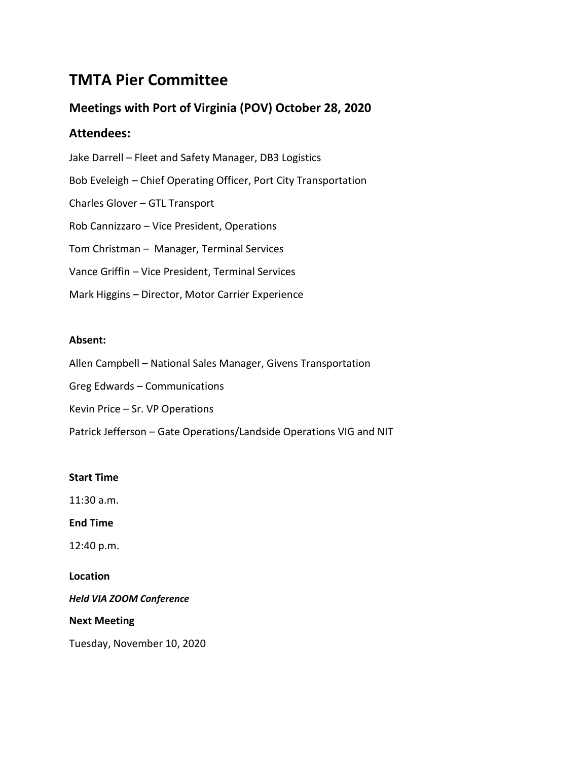# TMTA Pier Committee

## Meetings with Port of Virginia (POV) October 28, 2020

## Attendees:

Jake Darrell – Fleet and Safety Manager, DB3 Logistics

Bob Eveleigh – Chief Operating Officer, Port City Transportation

Charles Glover – GTL Transport

Rob Cannizzaro – Vice President, Operations

Tom Christman – Manager, Terminal Services

Vance Griffin – Vice President, Terminal Services

Mark Higgins – Director, Motor Carrier Experience

**Absent:**

Allen Campbell – National Sales Manager, Givens Transportation

Greg Edwards – Communications

Kevin Price – Sr. VP Operations

Patrick Jefferson – Gate Operations/Landside Operations VIG and NIT

**Start Time**

11:30 a.m.

**End Time**

12:40 p.m.

**Location**

***Held VIA ZOOM Conference***

**Next Meeting**

Tuesday, November 10, 2020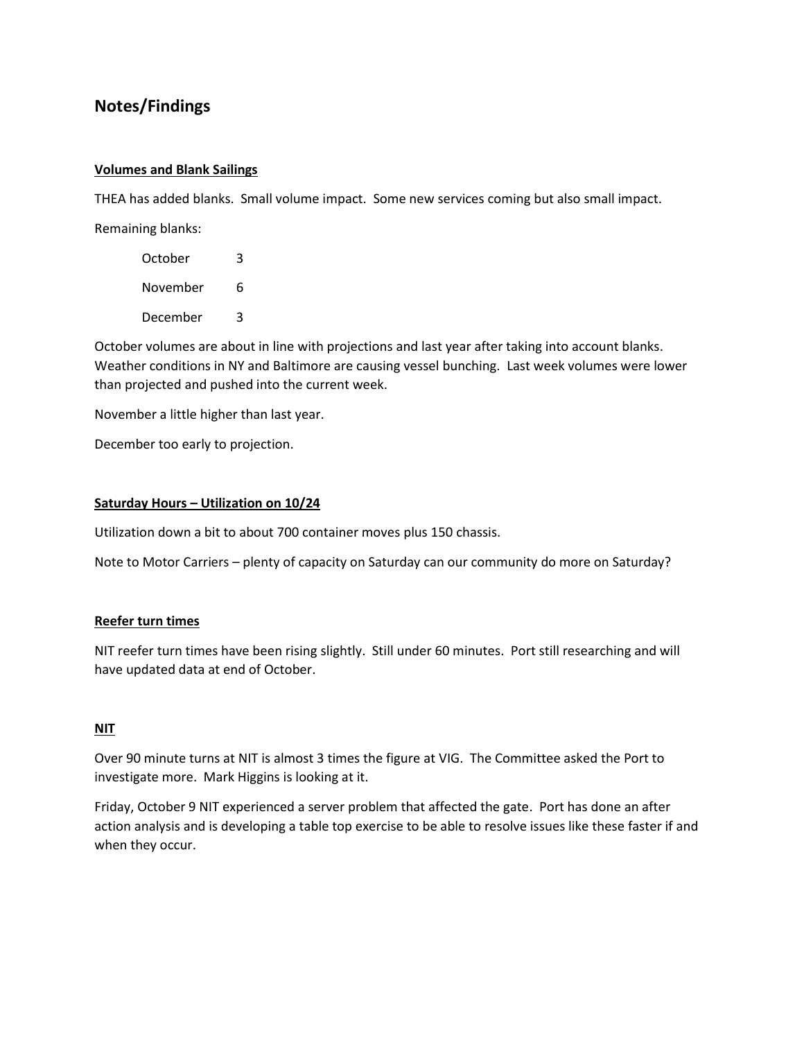## Notes/Findings

**Volumes and Blank Sailings**

THEA has added blanks. Small volume impact. Some new services coming but also small impact.

Remaining blanks:

| | |
|---|---|
| October | 3 |
| November | 6 |
| December | 3 |

October volumes are about in line with projections and last year after taking into account blanks. Weather conditions in NY and Baltimore are causing vessel bunching. Last week volumes were lower than projected and pushed into the current week.

November a little higher than last year.

December too early to projection.

**Saturday Hours – Utilization on 10/24**

Utilization down a bit to about 700 container moves plus 150 chassis.

Note to Motor Carriers – plenty of capacity on Saturday can our community do more on Saturday?

**Reefer turn times**

NIT reefer turn times have been rising slightly. Still under 60 minutes. Port still researching and will have updated data at end of October.

**NIT**

Over 90 minute turns at NIT is almost 3 times the figure at VIG. The Committee asked the Port to investigate more. Mark Higgins is looking at it.

Friday, October 9 NIT experienced a server problem that affected the gate. Port has done an after action analysis and is developing a table top exercise to be able to resolve issues like these faster if and when they occur.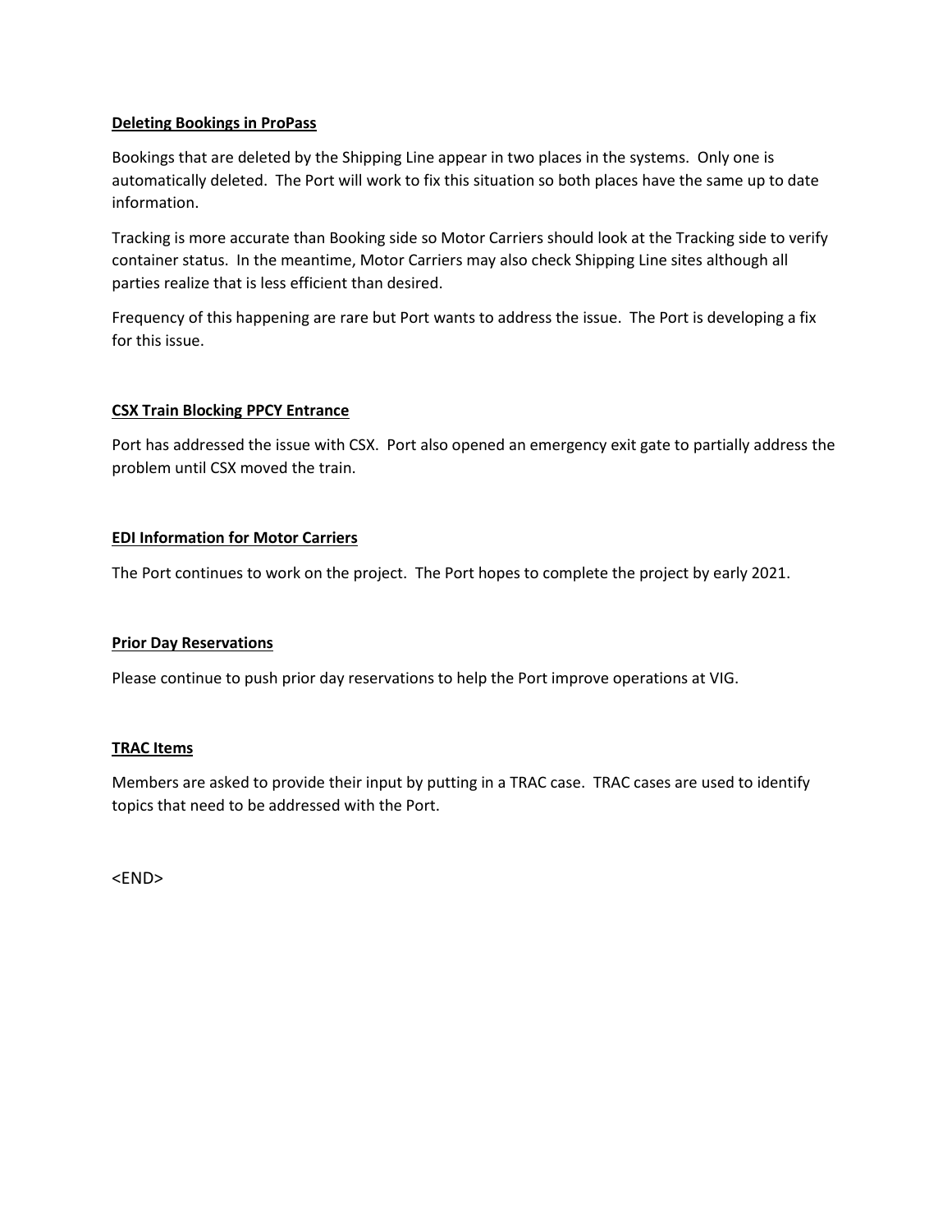**Deleting Bookings in ProPass**

Bookings that are deleted by the Shipping Line appear in two places in the systems. Only one is automatically deleted. The Port will work to fix this situation so both places have the same up to date information.

Tracking is more accurate than Booking side so Motor Carriers should look at the Tracking side to verify container status. In the meantime, Motor Carriers may also check Shipping Line sites although all parties realize that is less efficient than desired.

Frequency of this happening are rare but Port wants to address the issue. The Port is developing a fix for this issue.

**CSX Train Blocking PPCY Entrance**

Port has addressed the issue with CSX. Port also opened an emergency exit gate to partially address the problem until CSX moved the train.

**EDI Information for Motor Carriers**

The Port continues to work on the project. The Port hopes to complete the project by early 2021.

**Prior Day Reservations**

Please continue to push prior day reservations to help the Port improve operations at VIG.

**TRAC Items**

Members are asked to provide their input by putting in a TRAC case. TRAC cases are used to identify topics that need to be addressed with the Port.

<END>